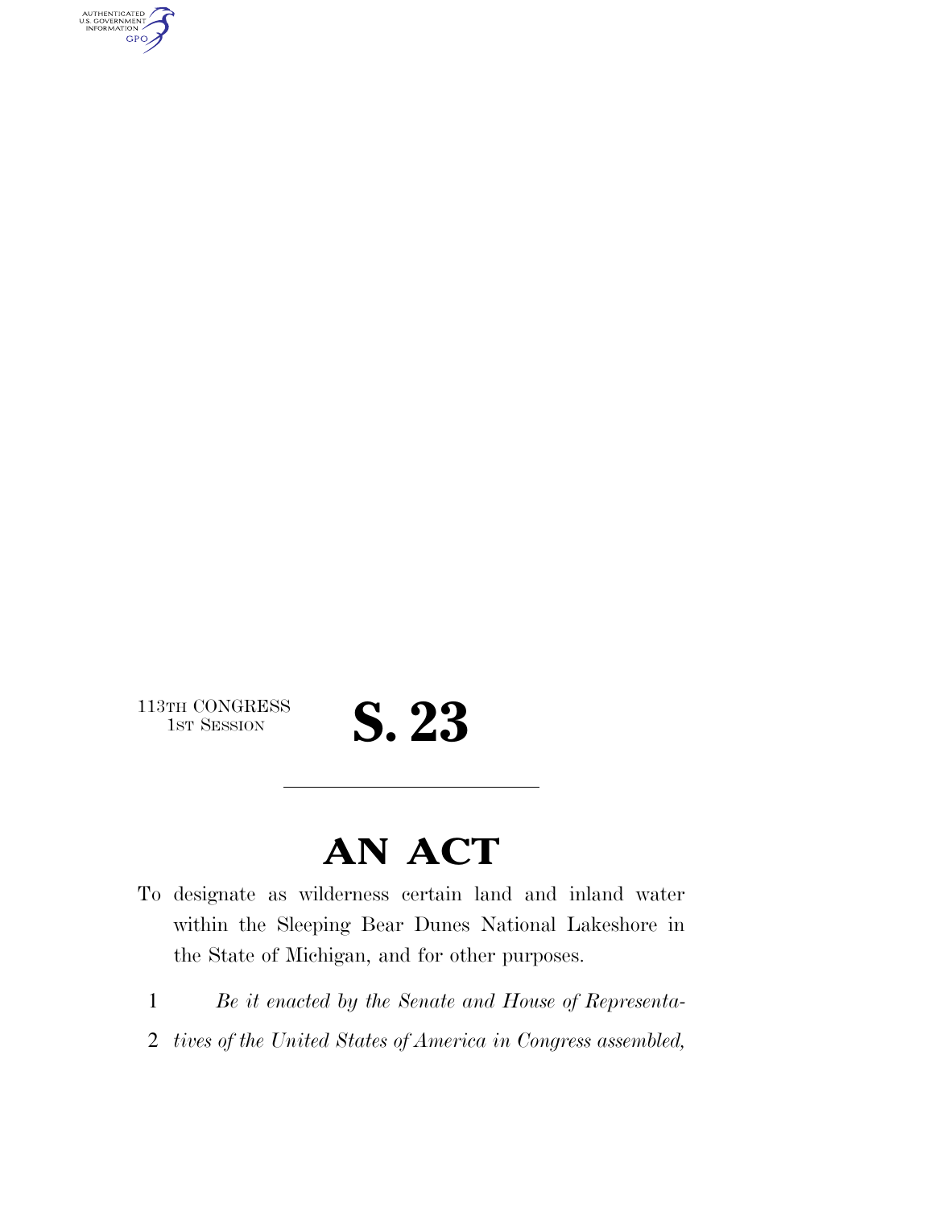113TH CONGRESS
1ST SESSION

# S. 23

---

## AN ACT

To designate as wilderness certain land and inland water within the Sleeping Bear Dunes National Lakeshore in the State of Michigan, and for other purposes.

1 *Be it enacted by the Senate and House of Representa-*

2 *tives of the United States of America in Congress assembled,*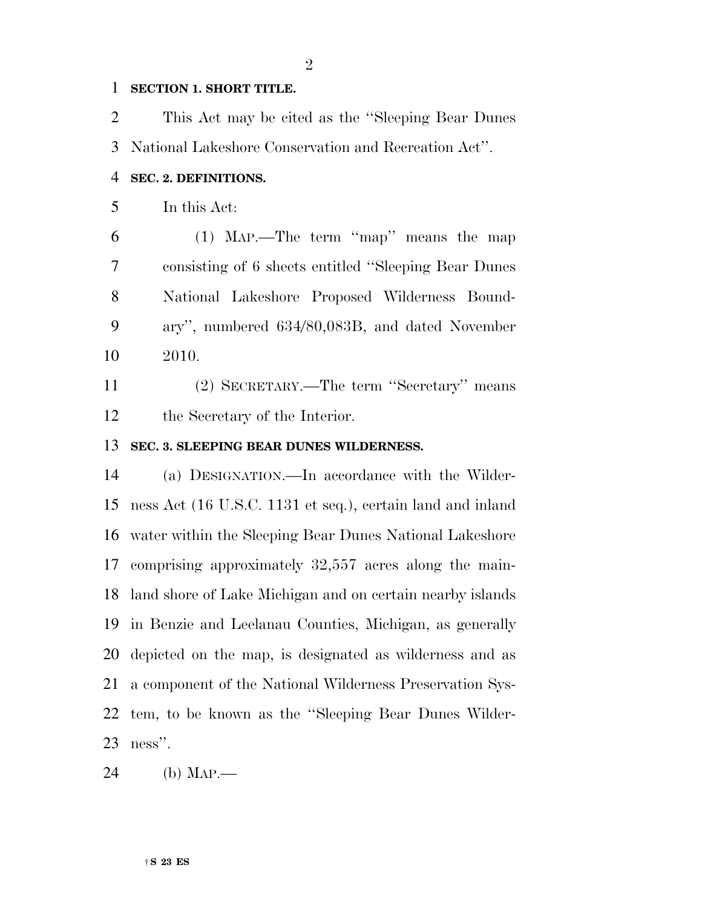**SECTION 1. SHORT TITLE.**

This Act may be cited as the "Sleeping Bear Dunes National Lakeshore Conservation and Recreation Act".

**SEC. 2. DEFINITIONS.**

In this Act:

(1) MAP.—The term "map" means the map consisting of 6 sheets entitled "Sleeping Bear Dunes National Lakeshore Proposed Wilderness Boundary", numbered 634/80,083B, and dated November 2010.

(2) SECRETARY.—The term "Secretary" means the Secretary of the Interior.

**SEC. 3. SLEEPING BEAR DUNES WILDERNESS.**

(a) DESIGNATION.—In accordance with the Wilderness Act (16 U.S.C. 1131 et seq.), certain land and inland water within the Sleeping Bear Dunes National Lakeshore comprising approximately 32,557 acres along the mainland shore of Lake Michigan and on certain nearby islands in Benzie and Leelanau Counties, Michigan, as generally depicted on the map, is designated as wilderness and as a component of the National Wilderness Preservation System, to be known as the "Sleeping Bear Dunes Wilderness".

(b) MAP.—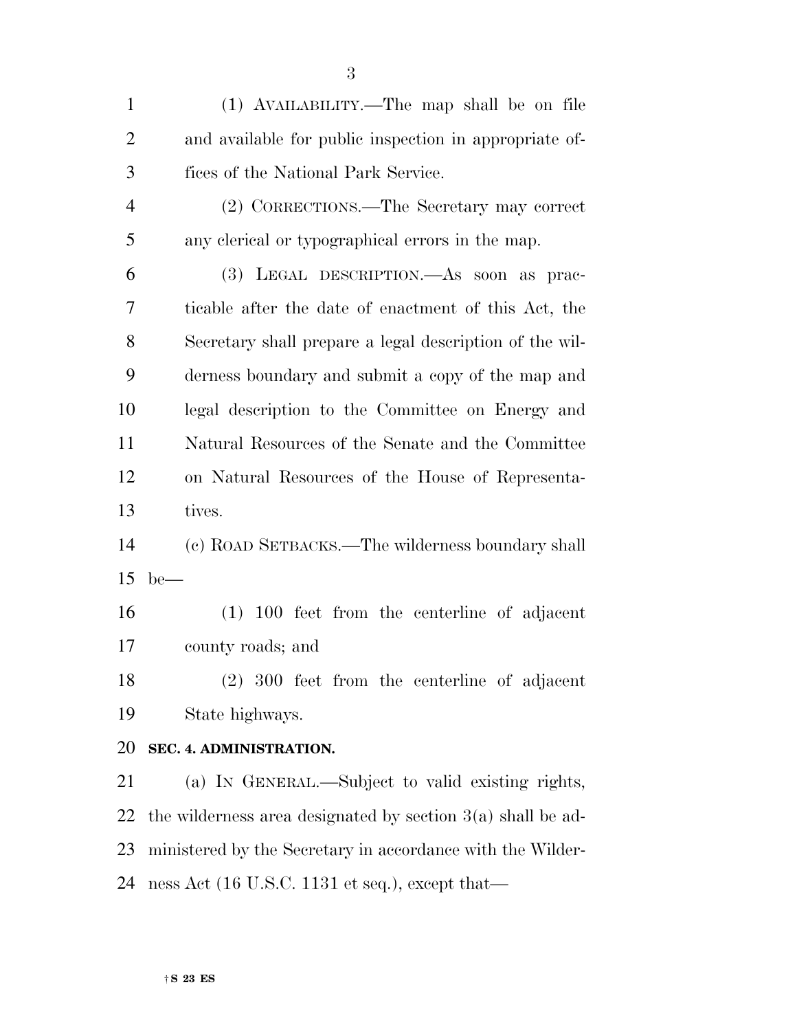(1) AVAILABILITY.—The map shall be on file and available for public inspection in appropriate offices of the National Park Service.

(2) CORRECTIONS.—The Secretary may correct any clerical or typographical errors in the map.

(3) LEGAL DESCRIPTION.—As soon as practicable after the date of enactment of this Act, the Secretary shall prepare a legal description of the wilderness boundary and submit a copy of the map and legal description to the Committee on Energy and Natural Resources of the Senate and the Committee on Natural Resources of the House of Representatives.

(c) ROAD SETBACKS.—The wilderness boundary shall be—

(1) 100 feet from the centerline of adjacent county roads; and

(2) 300 feet from the centerline of adjacent State highways.

**SEC. 4. ADMINISTRATION.**

(a) IN GENERAL.—Subject to valid existing rights, the wilderness area designated by section 3(a) shall be administered by the Secretary in accordance with the Wilderness Act (16 U.S.C. 1131 et seq.), except that—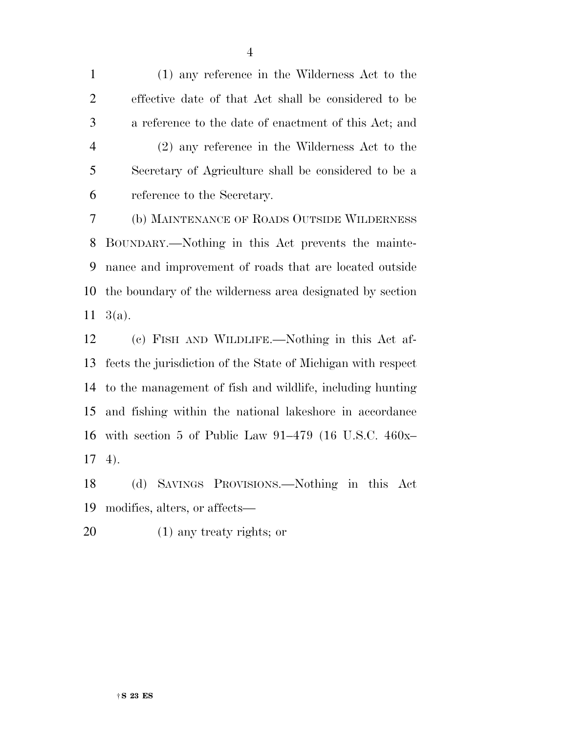(1) any reference in the Wilderness Act to the effective date of that Act shall be considered to be a reference to the date of enactment of this Act; and

(2) any reference in the Wilderness Act to the Secretary of Agriculture shall be considered to be a reference to the Secretary.

(b) MAINTENANCE OF ROADS OUTSIDE WILDERNESS BOUNDARY.—Nothing in this Act prevents the maintenance and improvement of roads that are located outside the boundary of the wilderness area designated by section 3(a).

(c) FISH AND WILDLIFE.—Nothing in this Act affects the jurisdiction of the State of Michigan with respect to the management of fish and wildlife, including hunting and fishing within the national lakeshore in accordance with section 5 of Public Law 91–479 (16 U.S.C. 460x–4).

(d) SAVINGS PROVISIONS.—Nothing in this Act modifies, alters, or affects—

(1) any treaty rights; or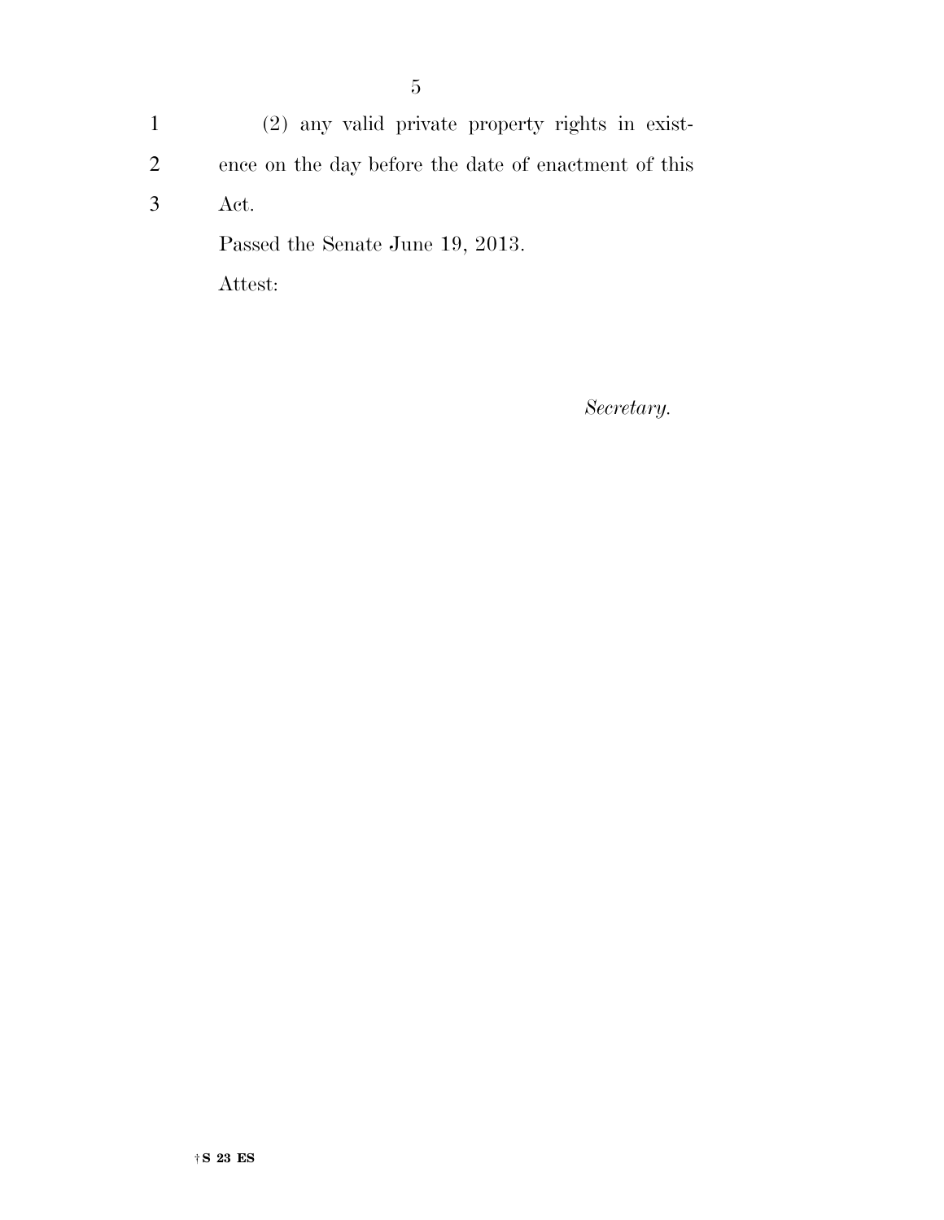(2) any valid private property rights in existence on the day before the date of enactment of this Act.

Passed the Senate June 19, 2013.

Attest:

*Secretary.*

†S 23 ES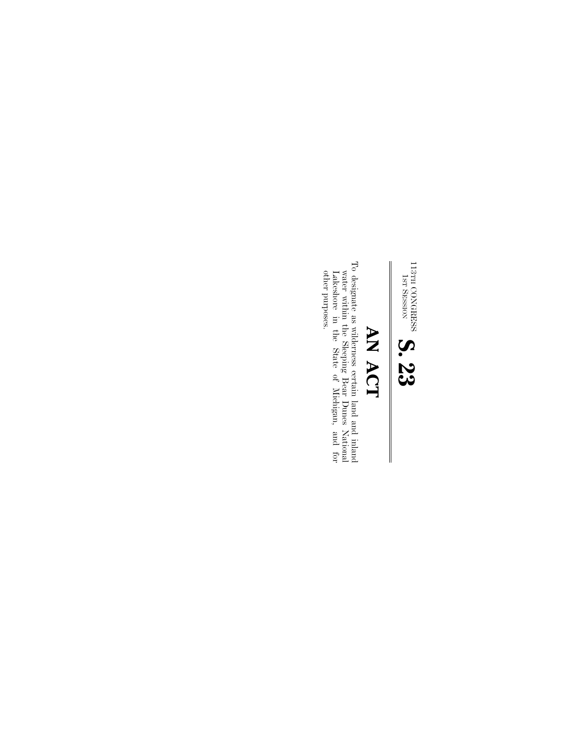113TH CONGRESS
1ST SESSION

# S. 23

# AN ACT

To designate as wilderness certain land and inland water within the Sleeping Bear Dunes National Lakeshore in the State of Michigan, and for other purposes.